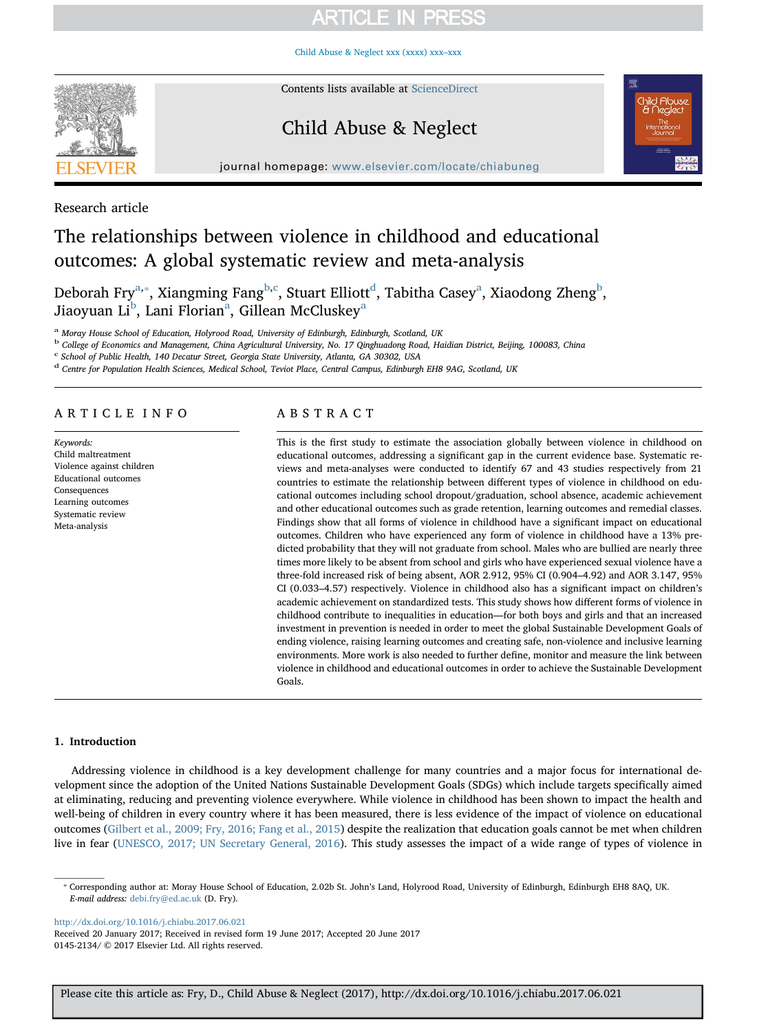Research article

# The relationships between violence in childhood and educational outcomes: A global systematic review and meta-analysis

Deborah Fry[a,*], Xiangming Fang[b,c], Stuart Elliott[d], Tabitha Casey[a], Xiaodong Zheng[b], Jiaoyuan Li[b], Lani Florian[a], Gillean McCluskey[a]

[a] Moray House School of Education, Holyrood Road, University of Edinburgh, Edinburgh, Scotland, UK
[b] College of Economics and Management, China Agricultural University, No. 17 Qinghuadong Road, Haidian District, Beijing, 100083, China
[c] School of Public Health, 140 Decatur Street, Georgia State University, Atlanta, GA 30302, USA
[d] Centre for Population Health Sciences, Medical School, Teviot Place, Central Campus, Edinburgh EH8 9AG, Scotland, UK

## ARTICLE INFO

*Keywords:*
Child maltreatment
Violence against children
Educational outcomes
Consequences
Learning outcomes
Systematic review
Meta-analysis

## ABSTRACT

This is the first study to estimate the association globally between violence in childhood on educational outcomes, addressing a significant gap in the current evidence base. Systematic reviews and meta-analyses were conducted to identify 67 and 43 studies respectively from 21 countries to estimate the relationship between different types of violence in childhood on educational outcomes including school dropout/graduation, school absence, academic achievement and other educational outcomes such as grade retention, learning outcomes and remedial classes. Findings show that all forms of violence in childhood have a significant impact on educational outcomes. Children who have experienced any form of violence in childhood have a 13% predicted probability that they will not graduate from school. Males who are bullied are nearly three times more likely to be absent from school and girls who have experienced sexual violence have a three-fold increased risk of being absent, AOR 2.912, 95% CI (0.904–4.92) and AOR 3.147, 95% CI (0.033–4.57) respectively. Violence in childhood also has a significant impact on children's academic achievement on standardized tests. This study shows how different forms of violence in childhood contribute to inequalities in education—for both boys and girls and that an increased investment in prevention is needed in order to meet the global Sustainable Development Goals of ending violence, raising learning outcomes and creating safe, non-violence and inclusive learning environments. More work is also needed to further define, monitor and measure the link between violence in childhood and educational outcomes in order to achieve the Sustainable Development Goals.

## 1. Introduction

Addressing violence in childhood is a key development challenge for many countries and a major focus for international development since the adoption of the United Nations Sustainable Development Goals (SDGs) which include targets specifically aimed at eliminating, reducing and preventing violence everywhere. While violence in childhood has been shown to impact the health and well-being of children in every country where it has been measured, there is less evidence of the impact of violence on educational outcomes (Gilbert et al., 2009; Fry, 2016; Fang et al., 2015) despite the realization that education goals cannot be met when children live in fear (UNESCO, 2017; UN Secretary General, 2016). This study assesses the impact of a wide range of types of violence in

* Corresponding author at: Moray House School of Education, 2.02b St. John's Land, Holyrood Road, University of Edinburgh, Edinburgh EH8 8AQ, UK.
*E-mail address:* debi.fry@ed.ac.uk (D. Fry).

http://dx.doi.org/10.1016/j.chiabu.2017.06.021
Received 20 January 2017; Received in revised form 19 June 2017; Accepted 20 June 2017
0145-2134/ © 2017 Elsevier Ltd. All rights reserved.

Please cite this article as: Fry, D., Child Abuse & Neglect (2017), http://dx.doi.org/10.1016/j.chiabu.2017.06.021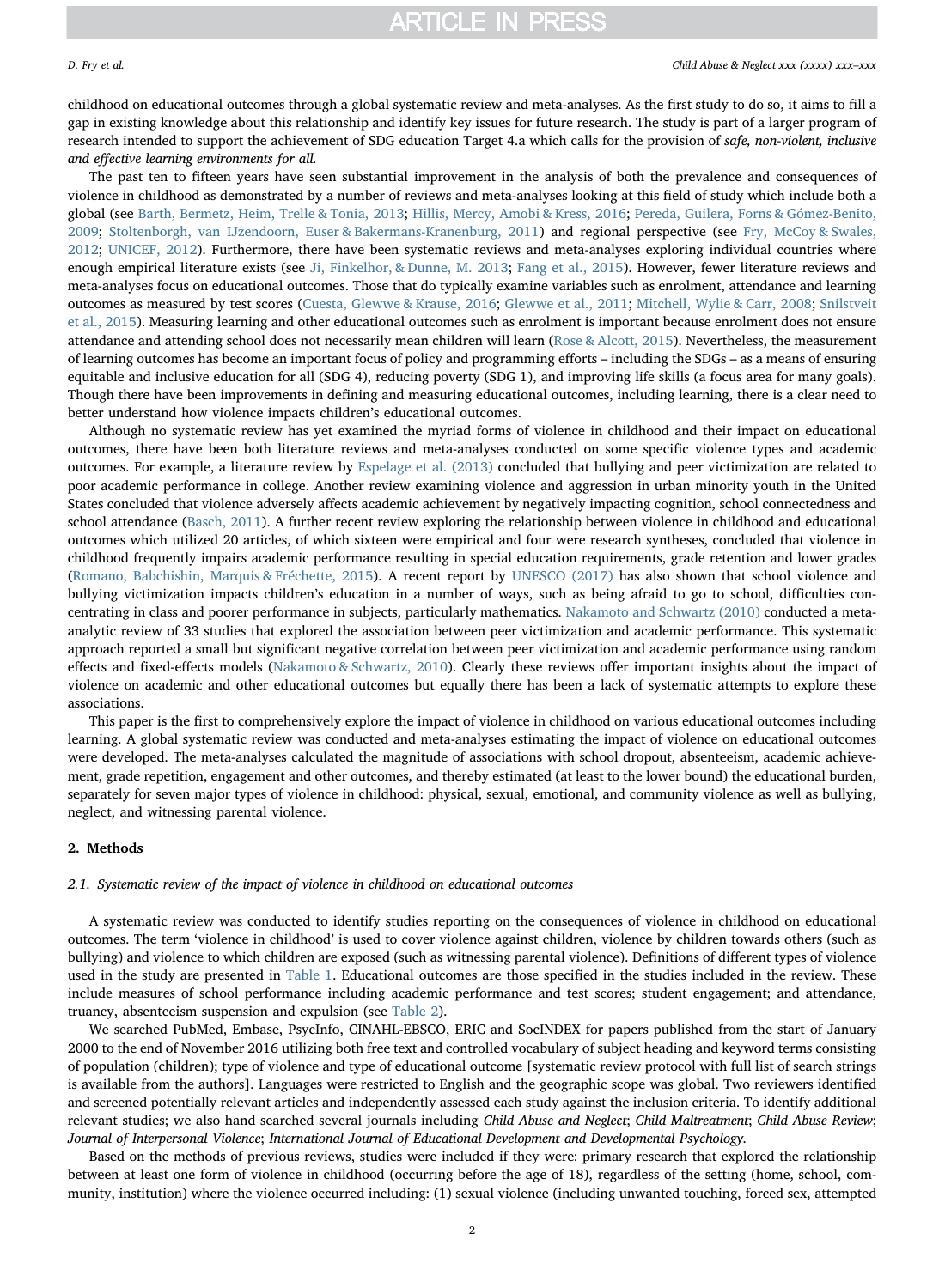childhood on educational outcomes through a global systematic review and meta-analyses. As the first study to do so, it aims to fill a gap in existing knowledge about this relationship and identify key issues for future research. The study is part of a larger program of research intended to support the achievement of SDG education Target 4.a which calls for the provision of *safe, non-violent, inclusive and effective learning environments for all.*

The past ten to fifteen years have seen substantial improvement in the analysis of both the prevalence and consequences of violence in childhood as demonstrated by a number of reviews and meta-analyses looking at this field of study which include both a global (see Barth, Bermetz, Heim, Trelle & Tonia, 2013; Hillis, Mercy, Amobi & Kress, 2016; Pereda, Guilera, Forns & Gómez-Benito, 2009; Stoltenborgh, van IJzendoorn, Euser & Bakermans-Kranenburg, 2011) and regional perspective (see Fry, McCoy & Swales, 2012; UNICEF, 2012). Furthermore, there have been systematic reviews and meta-analyses exploring individual countries where enough empirical literature exists (see Ji, Finkelhor, & Dunne, M. 2013; Fang et al., 2015). However, fewer literature reviews and meta-analyses focus on educational outcomes. Those that do typically examine variables such as enrolment, attendance and learning outcomes as measured by test scores (Cuesta, Glewwe & Krause, 2016; Glewwe et al., 2011; Mitchell, Wylie & Carr, 2008; Snilstveit et al., 2015). Measuring learning and other educational outcomes such as enrolment is important because enrolment does not ensure attendance and attending school does not necessarily mean children will learn (Rose & Alcott, 2015). Nevertheless, the measurement of learning outcomes has become an important focus of policy and programming efforts – including the SDGs – as a means of ensuring equitable and inclusive education for all (SDG 4), reducing poverty (SDG 1), and improving life skills (a focus area for many goals). Though there have been improvements in defining and measuring educational outcomes, including learning, there is a clear need to better understand how violence impacts children's educational outcomes.

Although no systematic review has yet examined the myriad forms of violence in childhood and their impact on educational outcomes, there have been both literature reviews and meta-analyses conducted on some specific violence types and academic outcomes. For example, a literature review by Espelage et al. (2013) concluded that bullying and peer victimization are related to poor academic performance in college. Another review examining violence and aggression in urban minority youth in the United States concluded that violence adversely affects academic achievement by negatively impacting cognition, school connectedness and school attendance (Basch, 2011). A further recent review exploring the relationship between violence in childhood and educational outcomes which utilized 20 articles, of which sixteen were empirical and four were research syntheses, concluded that violence in childhood frequently impairs academic performance resulting in special education requirements, grade retention and lower grades (Romano, Babchishin, Marquis & Fréchette, 2015). A recent report by UNESCO (2017) has also shown that school violence and bullying victimization impacts children's education in a number of ways, such as being afraid to go to school, difficulties concentrating in class and poorer performance in subjects, particularly mathematics. Nakamoto and Schwartz (2010) conducted a meta-analytic review of 33 studies that explored the association between peer victimization and academic performance. This systematic approach reported a small but significant negative correlation between peer victimization and academic performance using random effects and fixed-effects models (Nakamoto & Schwartz, 2010). Clearly these reviews offer important insights about the impact of violence on academic and other educational outcomes but equally there has been a lack of systematic attempts to explore these associations.

This paper is the first to comprehensively explore the impact of violence in childhood on various educational outcomes including learning. A global systematic review was conducted and meta-analyses estimating the impact of violence on educational outcomes were developed. The meta-analyses calculated the magnitude of associations with school dropout, absenteeism, academic achievement, grade repetition, engagement and other outcomes, and thereby estimated (at least to the lower bound) the educational burden, separately for seven major types of violence in childhood: physical, sexual, emotional, and community violence as well as bullying, neglect, and witnessing parental violence.

## 2. Methods

### *2.1. Systematic review of the impact of violence in childhood on educational outcomes*

A systematic review was conducted to identify studies reporting on the consequences of violence in childhood on educational outcomes. The term 'violence in childhood' is used to cover violence against children, violence by children towards others (such as bullying) and violence to which children are exposed (such as witnessing parental violence). Definitions of different types of violence used in the study are presented in Table 1. Educational outcomes are those specified in the studies included in the review. These include measures of school performance including academic performance and test scores; student engagement; and attendance, truancy, absenteeism suspension and expulsion (see Table 2).

We searched PubMed, Embase, PsycInfo, CINAHL-EBSCO, ERIC and SocINDEX for papers published from the start of January 2000 to the end of November 2016 utilizing both free text and controlled vocabulary of subject heading and keyword terms consisting of population (children); type of violence and type of educational outcome [systematic review protocol with full list of search strings is available from the authors]. Languages were restricted to English and the geographic scope was global. Two reviewers identified and screened potentially relevant articles and independently assessed each study against the inclusion criteria. To identify additional relevant studies; we also hand searched several journals including *Child Abuse and Neglect*; *Child Maltreatment*; *Child Abuse Review*; *Journal of Interpersonal Violence*; *International Journal of Educational Development and Developmental Psychology*.

Based on the methods of previous reviews, studies were included if they were: primary research that explored the relationship between at least one form of violence in childhood (occurring before the age of 18), regardless of the setting (home, school, community, institution) where the violence occurred including: (1) sexual violence (including unwanted touching, forced sex, attempted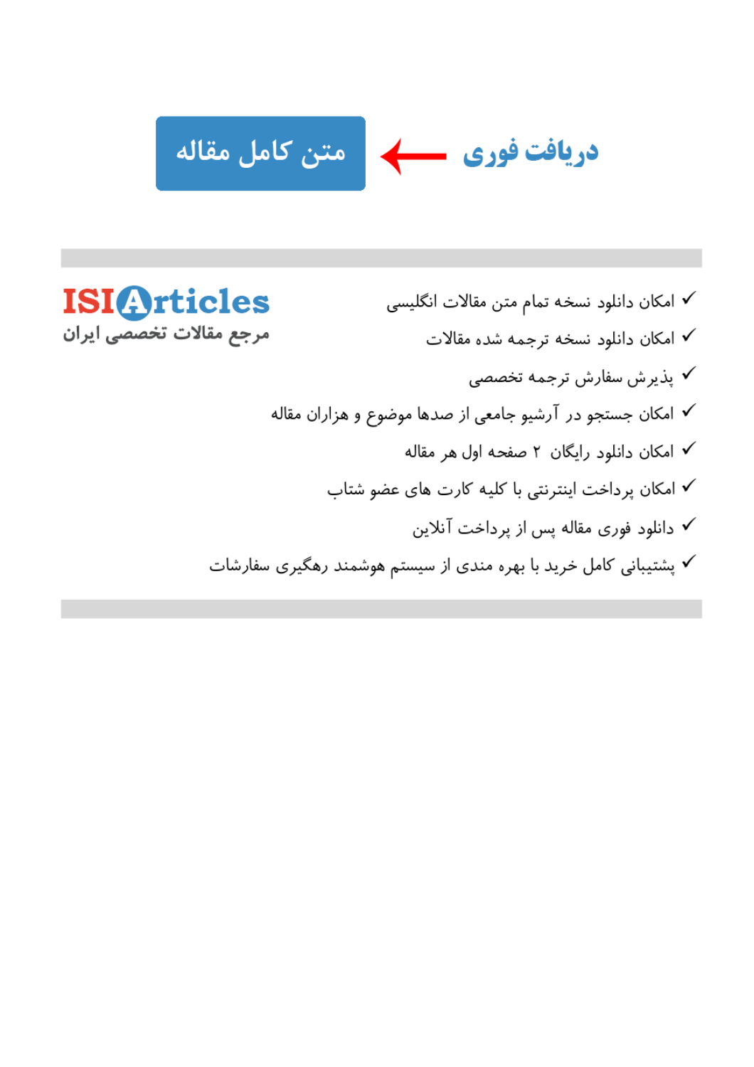دریافت فوری ← **متن کامل مقاله**

**ISIArticles**
مرجع مقالات تخصصی ایران

- ✓ امکان دانلود نسخه تمام متن مقالات انگلیسی
- ✓ امکان دانلود نسخه ترجمه شده مقالات
- ✓ پذیرش سفارش ترجمه تخصصی
- ✓ امکان جستجو در آرشیو جامعی از صدها موضوع و هزاران مقاله
- ✓ امکان دانلود رایگان ۲ صفحه اول هر مقاله
- ✓ امکان پرداخت اینترنتی با کلیه کارت های عضو شتاب
- ✓ دانلود فوری مقاله پس از پرداخت آنلاین
- ✓ پشتیبانی کامل خرید با بهره مندی از سیستم هوشمند رهگیری سفارشات